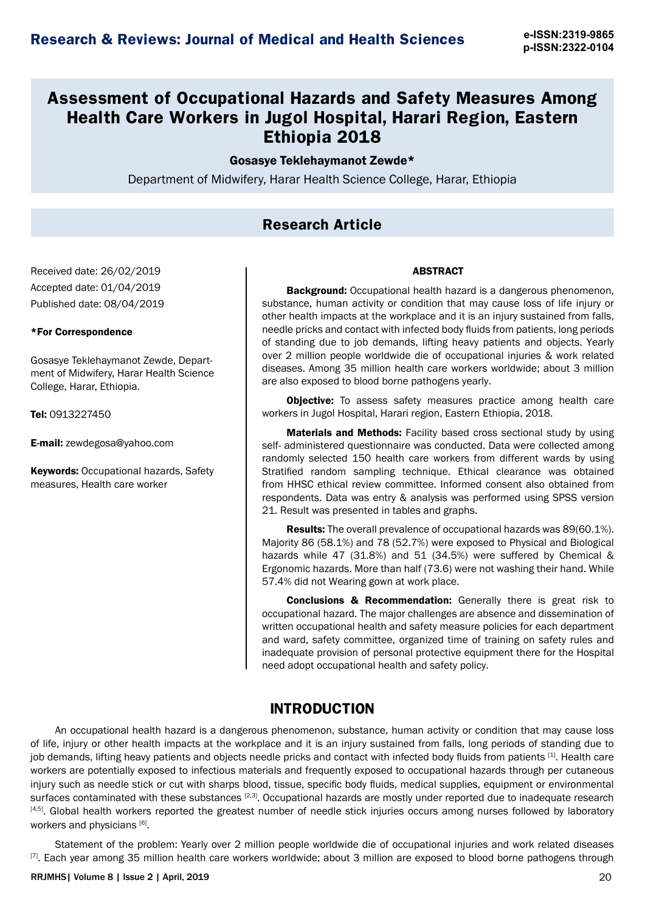# Assessment of Occupational Hazards and Safety Measures Among Health Care Workers in Jugol Hospital, Harari Region, Eastern Ethiopia 2018

**Gosasye Teklehaymanot Zewde***

Department of Midwifery, Harar Health Science College, Harar, Ethiopia

## Research Article

Received date: 26/02/2019

Accepted date: 01/04/2019

Published date: 08/04/2019

**\*For Correspondence**

Gosasye Teklehaymanot Zewde, Department of Midwifery, Harar Health Science College, Harar, Ethiopia.

**Tel:** 0913227450

**E-mail:** zewdegosa@yahoo.com

**Keywords:** Occupational hazards, Safety measures, Health care worker

### ABSTRACT

**Background:** Occupational health hazard is a dangerous phenomenon, substance, human activity or condition that may cause loss of life injury or other health impacts at the workplace and it is an injury sustained from falls, needle pricks and contact with infected body fluids from patients, long periods of standing due to job demands, lifting heavy patients and objects. Yearly over 2 million people worldwide die of occupational injuries & work related diseases. Among 35 million health care workers worldwide; about 3 million are also exposed to blood borne pathogens yearly.

**Objective:** To assess safety measures practice among health care workers in Jugol Hospital, Harari region, Eastern Ethiopia, 2018.

**Materials and Methods:** Facility based cross sectional study by using self- administered questionnaire was conducted. Data were collected among randomly selected 150 health care workers from different wards by using Stratified random sampling technique. Ethical clearance was obtained from HHSC ethical review committee. Informed consent also obtained from respondents. Data was entry & analysis was performed using SPSS version 21. Result was presented in tables and graphs.

**Results:** The overall prevalence of occupational hazards was 89(60.1%). Majority 86 (58.1%) and 78 (52.7%) were exposed to Physical and Biological hazards while 47 (31.8%) and 51 (34.5%) were suffered by Chemical & Ergonomic hazards. More than half (73.6) were not washing their hand. While 57.4% did not Wearing gown at work place.

**Conclusions & Recommendation:** Generally there is great risk to occupational hazard. The major challenges are absence and dissemination of written occupational health and safety measure policies for each department and ward, safety committee, organized time of training on safety rules and inadequate provision of personal protective equipment there for the Hospital need adopt occupational health and safety policy.

## INTRODUCTION

An occupational health hazard is a dangerous phenomenon, substance, human activity or condition that may cause loss of life, injury or other health impacts at the workplace and it is an injury sustained from falls, long periods of standing due to job demands, lifting heavy patients and objects needle pricks and contact with infected body fluids from patients [1]. Health care workers are potentially exposed to infectious materials and frequently exposed to occupational hazards through per cutaneous injury such as needle stick or cut with sharps blood, tissue, specific body fluids, medical supplies, equipment or environmental surfaces contaminated with these substances [2,3]. Occupational hazards are mostly under reported due to inadequate research [4,5]. Global health workers reported the greatest number of needle stick injuries occurs among nurses followed by laboratory workers and physicians [6].

Statement of the problem: Yearly over 2 million people worldwide die of occupational injuries and work related diseases [7]. Each year among 35 million health care workers worldwide; about 3 million are exposed to blood borne pathogens through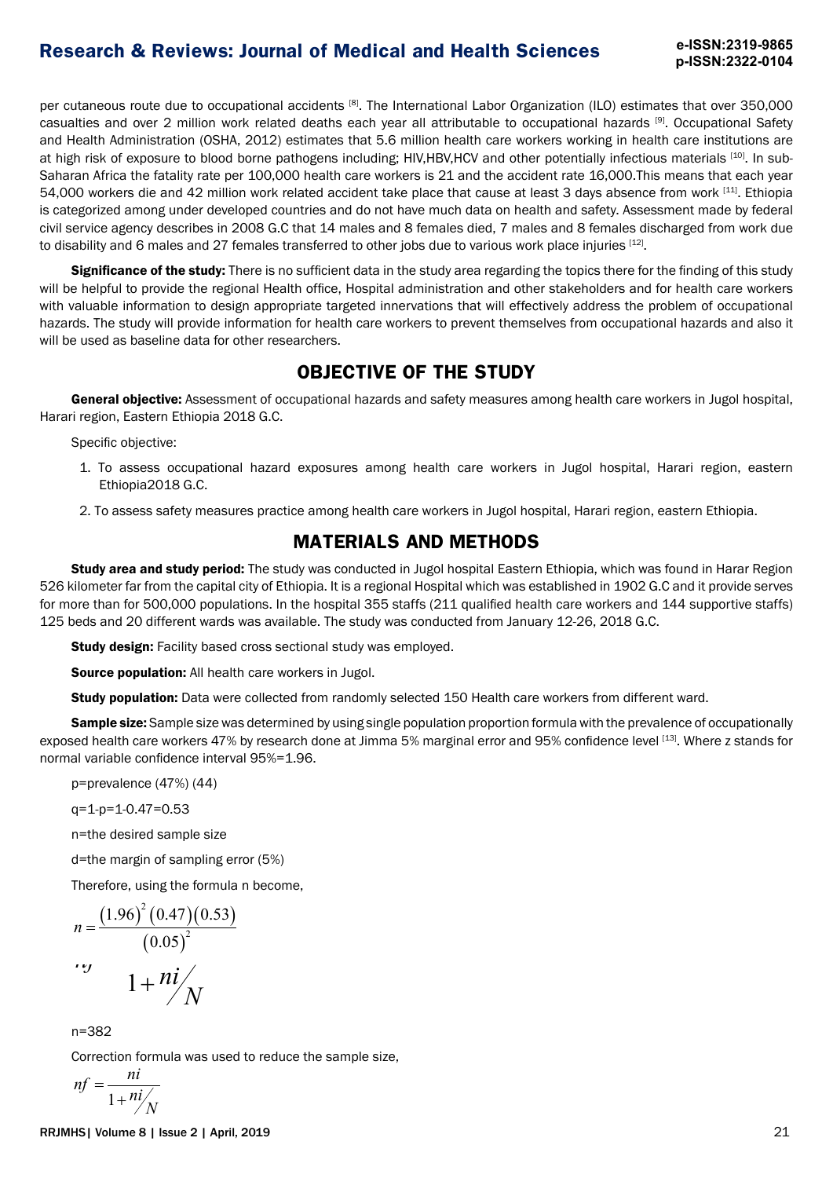per cutaneous route due to occupational accidents [8]. The International Labor Organization (ILO) estimates that over 350,000 casualties and over 2 million work related deaths each year all attributable to occupational hazards [9]. Occupational Safety and Health Administration (OSHA, 2012) estimates that 5.6 million health care workers working in health care institutions are at high risk of exposure to blood borne pathogens including; HIV,HBV,HCV and other potentially infectious materials [10]. In sub-Saharan Africa the fatality rate per 100,000 health care workers is 21 and the accident rate 16,000.This means that each year 54,000 workers die and 42 million work related accident take place that cause at least 3 days absence from work [11]. Ethiopia is categorized among under developed countries and do not have much data on health and safety. Assessment made by federal civil service agency describes in 2008 G.C that 14 males and 8 females died, 7 males and 8 females discharged from work due to disability and 6 males and 27 females transferred to other jobs due to various work place injuries [12].

**Significance of the study:** There is no sufficient data in the study area regarding the topics there for the finding of this study will be helpful to provide the regional Health office, Hospital administration and other stakeholders and for health care workers with valuable information to design appropriate targeted innervations that will effectively address the problem of occupational hazards. The study will provide information for health care workers to prevent themselves from occupational hazards and also it will be used as baseline data for other researchers.

## OBJECTIVE OF THE STUDY

**General objective:** Assessment of occupational hazards and safety measures among health care workers in Jugol hospital, Harari region, Eastern Ethiopia 2018 G.C.

Specific objective:

1. To assess occupational hazard exposures among health care workers in Jugol hospital, Harari region, eastern Ethiopia2018 G.C.
2. To assess safety measures practice among health care workers in Jugol hospital, Harari region, eastern Ethiopia.

## MATERIALS AND METHODS

**Study area and study period:** The study was conducted in Jugol hospital Eastern Ethiopia, which was found in Harar Region 526 kilometer far from the capital city of Ethiopia. It is a regional Hospital which was established in 1902 G.C and it provide serves for more than for 500,000 populations. In the hospital 355 staffs (211 qualified health care workers and 144 supportive staffs) 125 beds and 20 different wards was available. The study was conducted from January 12-26, 2018 G.C.

**Study design:** Facility based cross sectional study was employed.

**Source population:** All health care workers in Jugol.

**Study population:** Data were collected from randomly selected 150 Health care workers from different ward.

**Sample size:** Sample size was determined by using single population proportion formula with the prevalence of occupationally exposed health care workers 47% by research done at Jimma 5% marginal error and 95% confidence level [13]. Where z stands for normal variable confidence interval 95%=1.96.

p=prevalence (47%) (44)

q=1-p=1-0.47=0.53

n=the desired sample size

d=the margin of sampling error (5%)

Therefore, using the formula n become,

$$n = \frac{(1.96)^2 (0.47)(0.53)}{(0.05)^2}$$

$$1 + {ni}/{N}$$

n=382

Correction formula was used to reduce the sample size,

$$nf = \frac{ni}{1 + {ni}/{N}}$$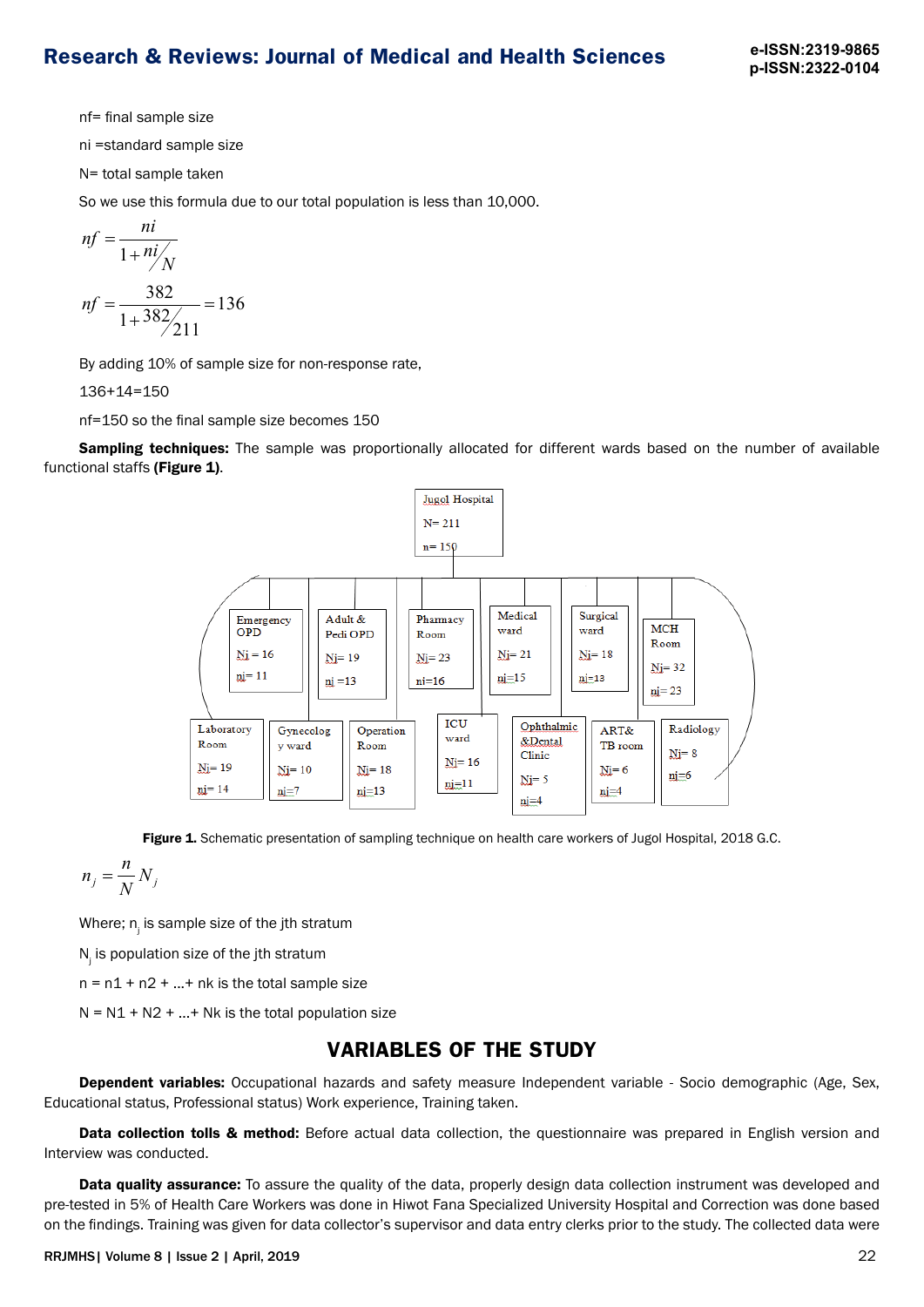nf= final sample size

ni =standard sample size

N= total sample taken

So we use this formula due to our total population is less than 10,000.

$$nf = \frac{ni}{1 + ni/N}$$

$$nf = \frac{382}{1 + 382/211} = 136$$

By adding 10% of sample size for non-response rate,

136+14=150

nf=150 so the final sample size becomes 150

**Sampling techniques:** The sample was proportionally allocated for different wards based on the number of available functional staffs **(Figure 1)**.

Jugol Hospital
N= 211
n= 150

| Unit | Nj | nj |
|---|---|---|
| Emergency OPD | 16 | 11 |
| Adult & Pedi OPD | 19 | 13 |
| Phamacy Room | 23 | 16 |
| Medical ward | 21 | 15 |
| Surgical ward | 18 | 13 |
| MCH Room | 32 | 23 |
| Laboratory Room | 19 | 14 |
| Gynecology ward | 10 | 7 |
| Operation Room | 18 | 13 |
| ICU ward | 16 | 11 |
| Ophthalmic &Dental Clinic | 5 | 4 |
| ART& TB room | 6 | 4 |
| Radiology | 8 | 6 |

**Figure 1.** Schematic presentation of sampling technique on health care workers of Jugol Hospital, 2018 G.C.

$$n_j = \frac{n}{N} N_j$$

Where; $n_j$ is sample size of the jth stratum

$N_j$ is population size of the jth stratum

n = n1 + n2 + ...+ nk is the total sample size

N = N1 + N2 + ...+ Nk is the total population size

## VARIABLES OF THE STUDY

**Dependent variables:** Occupational hazards and safety measure Independent variable - Socio demographic (Age, Sex, Educational status, Professional status) Work experience, Training taken.

**Data collection tolls & method:** Before actual data collection, the questionnaire was prepared in English version and Interview was conducted.

**Data quality assurance:** To assure the quality of the data, properly design data collection instrument was developed and pre-tested in 5% of Health Care Workers was done in Hiwot Fana Specialized University Hospital and Correction was done based on the findings. Training was given for data collector's supervisor and data entry clerks prior to the study. The collected data were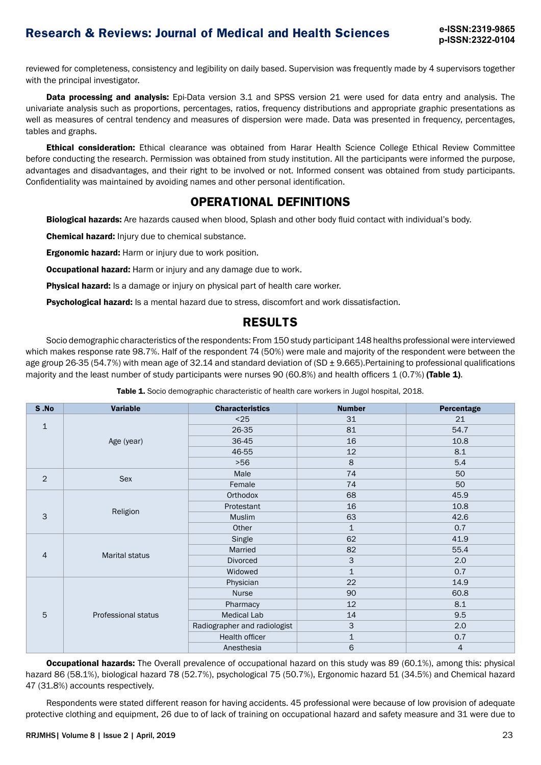reviewed for completeness, consistency and legibility on daily based. Supervision was frequently made by 4 supervisors together with the principal investigator.

**Data processing and analysis:** Epi-Data version 3.1 and SPSS version 21 were used for data entry and analysis. The univariate analysis such as proportions, percentages, ratios, frequency distributions and appropriate graphic presentations as well as measures of central tendency and measures of dispersion were made. Data was presented in frequency, percentages, tables and graphs.

**Ethical consideration:** Ethical clearance was obtained from Harar Health Science College Ethical Review Committee before conducting the research. Permission was obtained from study institution. All the participants were informed the purpose, advantages and disadvantages, and their right to be involved or not. Informed consent was obtained from study participants. Confidentiality was maintained by avoiding names and other personal identification.

## OPERATIONAL DEFINITIONS

**Biological hazards:** Are hazards caused when blood, Splash and other body fluid contact with individual's body.

**Chemical hazard:** Injury due to chemical substance.

**Ergonomic hazard:** Harm or injury due to work position.

**Occupational hazard:** Harm or injury and any damage due to work.

**Physical hazard:** Is a damage or injury on physical part of health care worker.

**Psychological hazard:** Is a mental hazard due to stress, discomfort and work dissatisfaction.

## RESULTS

Socio demographic characteristics of the respondents: From 150 study participant 148 healths professional were interviewed which makes response rate 98.7%. Half of the respondent 74 (50%) were male and majority of the respondent were between the age group 26-35 (54.7%) with mean age of 32.14 and standard deviation of (SD ± 9.665).Pertaining to professional qualifications majority and the least number of study participants were nurses 90 (60.8%) and health officers 1 (0.7%) **(Table 1)**.

**Table 1.** Socio demographic characteristic of health care workers in Jugol hospital, 2018.

| S .No | Variable | Characteristics | Number | Percentage |
|---|---|---|---|---|
| 1 | Age (year) | <25 | 31 | 21 |
| | | 26-35 | 81 | 54.7 |
| | | 36-45 | 16 | 10.8 |
| | | 46-55 | 12 | 8.1 |
| | | >56 | 8 | 5.4 |
| 2 | Sex | Male | 74 | 50 |
| | | Female | 74 | 50 |
| 3 | Religion | Orthodox | 68 | 45.9 |
| | | Protestant | 16 | 10.8 |
| | | Muslim | 63 | 42.6 |
| | | Other | 1 | 0.7 |
| 4 | Marital status | Single | 62 | 41.9 |
| | | Married | 82 | 55.4 |
| | | Divorced | 3 | 2.0 |
| | | Widowed | 1 | 0.7 |
| 5 | Professional status | Physician | 22 | 14.9 |
| | | Nurse | 90 | 60.8 |
| | | Pharmacy | 12 | 8.1 |
| | | Medical Lab | 14 | 9.5 |
| | | Radiographer and radiologist | 3 | 2.0 |
| | | Health officer | 1 | 0.7 |
| | | Anesthesia | 6 | 4 |

**Occupational hazards:** The Overall prevalence of occupational hazard on this study was 89 (60.1%), among this: physical hazard 86 (58.1%), biological hazard 78 (52.7%), psychological 75 (50.7%), Ergonomic hazard 51 (34.5%) and Chemical hazard 47 (31.8%) accounts respectively.

Respondents were stated different reason for having accidents. 45 professional were because of low provision of adequate protective clothing and equipment, 26 due to of lack of training on occupational hazard and safety measure and 31 were due to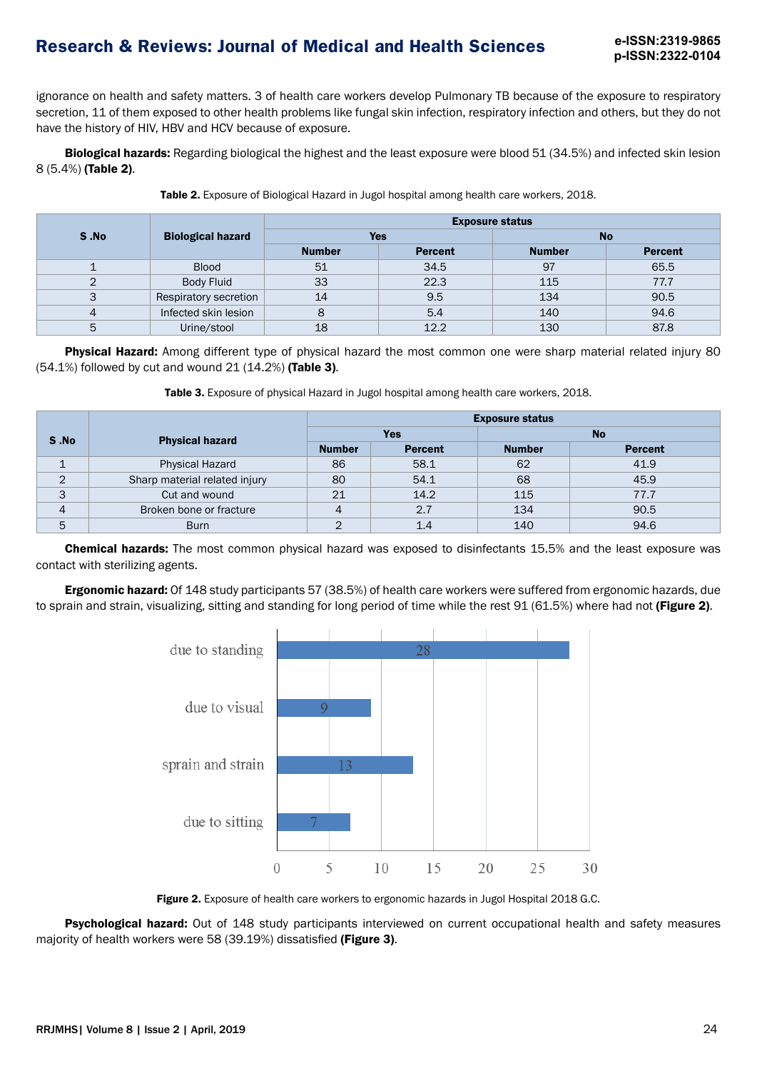ignorance on health and safety matters. 3 of health care workers develop Pulmonary TB because of the exposure to respiratory secretion, 11 of them exposed to other health problems like fungal skin infection, respiratory infection and others, but they do not have the history of HIV, HBV and HCV because of exposure.

**Biological hazards:** Regarding biological the highest and the least exposure were blood 51 (34.5%) and infected skin lesion 8 (5.4%) **(Table 2)**.

**Table 2.** Exposure of Biological Hazard in Jugol hospital among health care workers, 2018.

| S .No | Biological hazard | Exposure status | | | |
|---|---|---|---|---|---|
| | | Yes | | No | |
| | | Number | Percent | Number | Percent |
| 1 | Blood | 51 | 34.5 | 97 | 65.5 |
| 2 | Body Fluid | 33 | 22.3 | 115 | 77.7 |
| 3 | Respiratory secretion | 14 | 9.5 | 134 | 90.5 |
| 4 | Infected skin lesion | 8 | 5.4 | 140 | 94.6 |
| 5 | Urine/stool | 18 | 12.2 | 130 | 87.8 |

**Physical Hazard:** Among different type of physical hazard the most common one were sharp material related injury 80 (54.1%) followed by cut and wound 21 (14.2%) **(Table 3)**.

**Table 3.** Exposure of physical Hazard in Jugol hospital among health care workers, 2018.

| S .No | Physical hazard | Exposure status | | | |
|---|---|---|---|---|---|
| | | Yes | | No | |
| | | Number | Percent | Number | Percent |
| 1 | Physical Hazard | 86 | 58.1 | 62 | 41.9 |
| 2 | Sharp material related injury | 80 | 54.1 | 68 | 45.9 |
| 3 | Cut and wound | 21 | 14.2 | 115 | 77.7 |
| 4 | Broken bone or fracture | 4 | 2.7 | 134 | 90.5 |
| 5 | Burn | 2 | 1.4 | 140 | 94.6 |

**Chemical hazards:** The most common physical hazard was exposed to disinfectants 15.5% and the least exposure was contact with sterilizing agents.

**Ergonomic hazard:** Of 148 study participants 57 (38.5%) of health care workers were suffered from ergonomic hazards, due to sprain and strain, visualizing, sitting and standing for long period of time while the rest 91 (61.5%) where had not **(Figure 2)**.

**Figure 2.** Exposure of health care workers to ergonomic hazards in Jugol Hospital 2018 G.C.

**Psychological hazard:** Out of 148 study participants interviewed on current occupational health and safety measures majority of health workers were 58 (39.19%) dissatisfied **(Figure 3)**.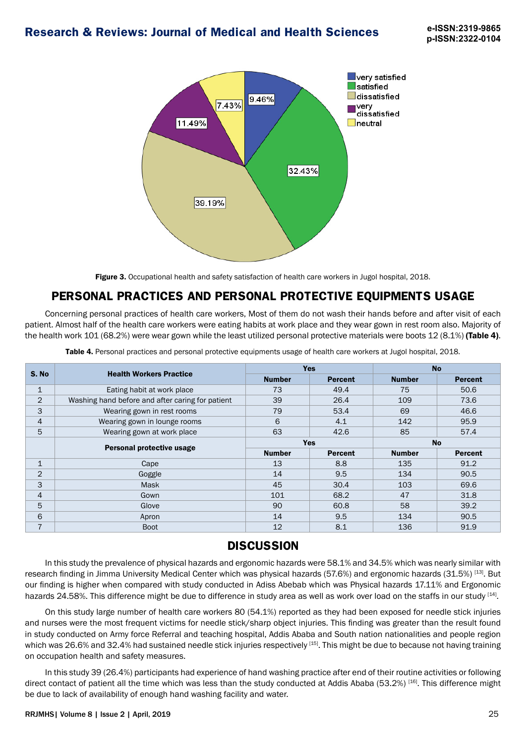Figure 3. Occupational health and safety satisfaction of health care workers in Jugol hospital, 2018.

## PERSONAL PRACTICES AND PERSONAL PROTECTIVE EQUIPMENTS USAGE

Concerning personal practices of health care workers, Most of them do not wash their hands before and after visit of each patient. Almost half of the health care workers were eating habits at work place and they wear gown in rest room also. Majority of the health work 101 (68.2%) were wear gown while the least utilized personal protective materials were boots 12 (8.1%) **(Table 4)**.

**Table 4.** Personal practices and personal protective equipments usage of health care workers at Jugol hospital, 2018.

| S. No | Health Workers Practice | Yes | | No | |
|---|---|---|---|---|---|
| | | Number | Percent | Number | Percent |
| 1 | Eating habit at work place | 73 | 49.4 | 75 | 50.6 |
| 2 | Washing hand before and after caring for patient | 39 | 26.4 | 109 | 73.6 |
| 3 | Wearing gown in rest rooms | 79 | 53.4 | 69 | 46.6 |
| 4 | Wearing gown in lounge rooms | 6 | 4.1 | 142 | 95.9 |
| 5 | Wearing gown at work place | 63 | 42.6 | 85 | 57.4 |
| | **Personal protective usage** | **Yes** | | **No** | |
| | | **Number** | **Percent** | **Number** | **Percent** |
| 1 | Cape | 13 | 8.8 | 135 | 91.2 |
| 2 | Goggle | 14 | 9.5 | 134 | 90.5 |
| 3 | Mask | 45 | 30.4 | 103 | 69.6 |
| 4 | Gown | 101 | 68.2 | 47 | 31.8 |
| 5 | Glove | 90 | 60.8 | 58 | 39.2 |
| 6 | Apron | 14 | 9.5 | 134 | 90.5 |
| 7 | Boot | 12 | 8.1 | 136 | 91.9 |

## DISCUSSION

In this study the prevalence of physical hazards and ergonomic hazards were 58.1% and 34.5% which was nearly similar with research finding in Jimma University Medical Center which was physical hazards (57.6%) and ergonomic hazards (31.5%) [13]. But our finding is higher when compared with study conducted in Adiss Abebah which was Physical hazards 17.11% and Ergonomic hazards 24.58%. This difference might be due to difference in study area as well as work over load on the staffs in our study [14].

On this study large number of health care workers 80 (54.1%) reported as they had been exposed for needle stick injuries and nurses were the most frequent victims for needle stick/sharp object injuries. This finding was greater than the result found in study conducted on Army force Referral and teaching hospital, Addis Ababa and South nation nationalities and people region which was 26.6% and 32.4% had sustained needle stick injuries respectively [15]. This might be due to because not having training on occupation health and safety measures.

In this study 39 (26.4%) participants had experience of hand washing practice after end of their routine activities or following direct contact of patient all the time which was less than the study conducted at Addis Ababa (53.2%) [16]. This difference might be due to lack of availability of enough hand washing facility and water.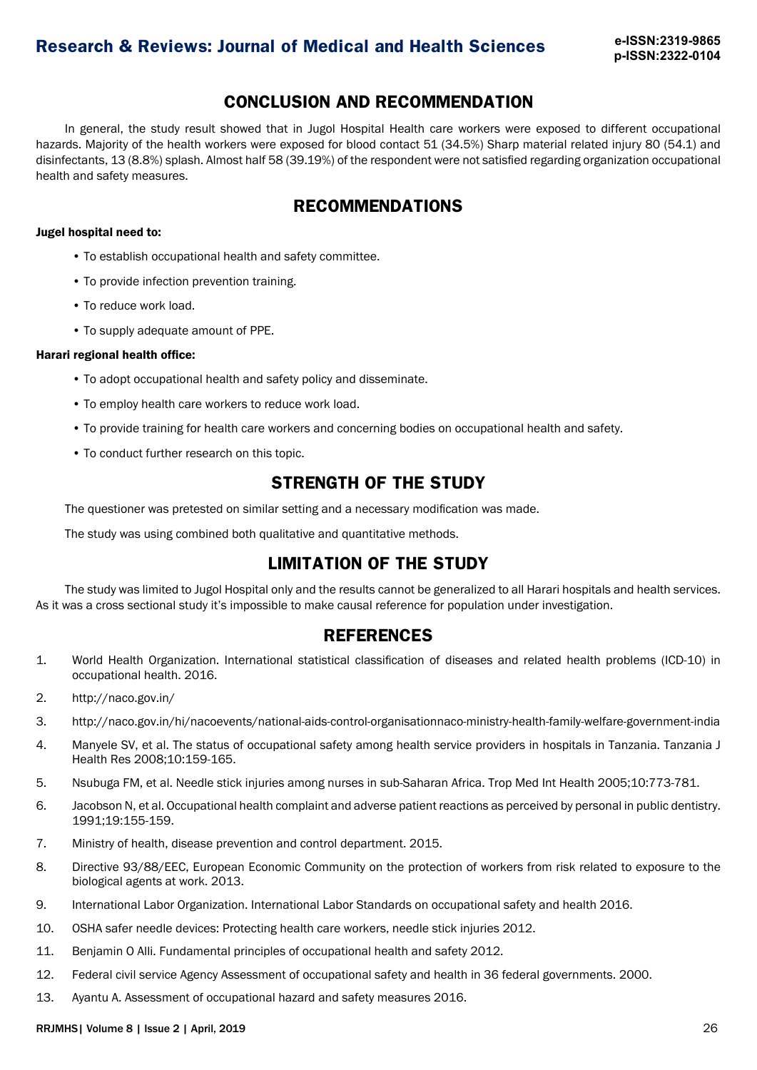## CONCLUSION AND RECOMMENDATION

In general, the study result showed that in Jugol Hospital Health care workers were exposed to different occupational hazards. Majority of the health workers were exposed for blood contact 51 (34.5%) Sharp material related injury 80 (54.1) and disinfectants, 13 (8.8%) splash. Almost half 58 (39.19%) of the respondent were not satisfied regarding organization occupational health and safety measures.

## RECOMMENDATIONS

**Jugel hospital need to:**

- To establish occupational health and safety committee.
- To provide infection prevention training.
- To reduce work load.
- To supply adequate amount of PPE.

**Harari regional health office:**

- To adopt occupational health and safety policy and disseminate.
- To employ health care workers to reduce work load.
- To provide training for health care workers and concerning bodies on occupational health and safety.
- To conduct further research on this topic.

## STRENGTH OF THE STUDY

The questioner was pretested on similar setting and a necessary modification was made.

The study was using combined both qualitative and quantitative methods.

## LIMITATION OF THE STUDY

The study was limited to Jugol Hospital only and the results cannot be generalized to all Harari hospitals and health services. As it was a cross sectional study it's impossible to make causal reference for population under investigation.

## REFERENCES

1. World Health Organization. International statistical classification of diseases and related health problems (ICD-10) in occupational health. 2016.
2. http://naco.gov.in/
3. http://naco.gov.in/hi/nacoevents/national-aids-control-organisationnaco-ministry-health-family-welfare-government-india
4. Manyele SV, et al. The status of occupational safety among health service providers in hospitals in Tanzania. Tanzania J Health Res 2008;10:159-165.
5. Nsubuga FM, et al. Needle stick injuries among nurses in sub-Saharan Africa. Trop Med Int Health 2005;10:773-781.
6. Jacobson N, et al. Occupational health complaint and adverse patient reactions as perceived by personal in public dentistry. 1991;19:155-159.
7. Ministry of health, disease prevention and control department. 2015.
8. Directive 93/88/EEC, European Economic Community on the protection of workers from risk related to exposure to the biological agents at work. 2013.
9. International Labor Organization. International Labor Standards on occupational safety and health 2016.
10. OSHA safer needle devices: Protecting health care workers, needle stick injuries 2012.
11. Benjamin O Alli. Fundamental principles of occupational health and safety 2012.
12. Federal civil service Agency Assessment of occupational safety and health in 36 federal governments. 2000.
13. Ayantu A. Assessment of occupational hazard and safety measures 2016.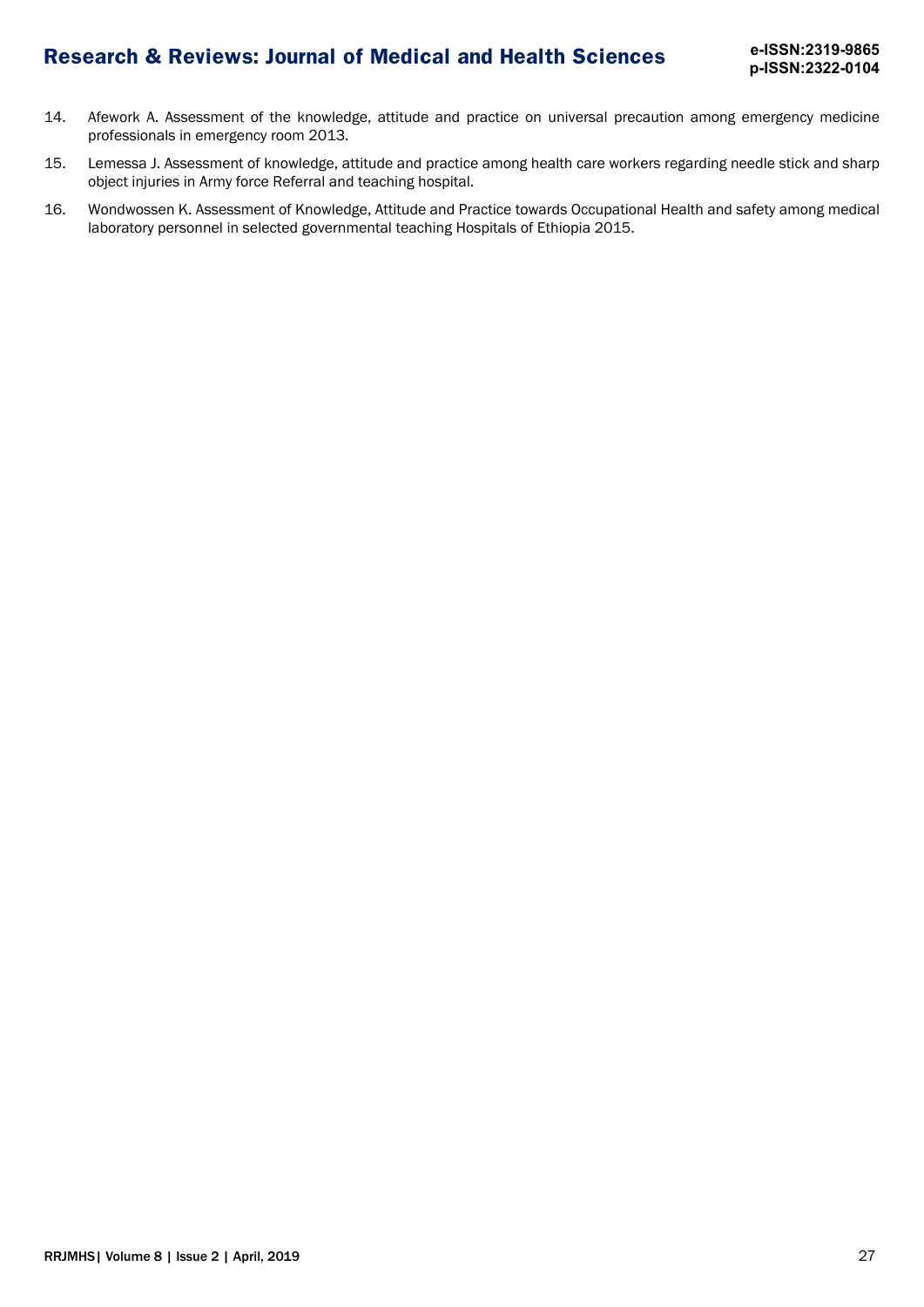14. Afework A. Assessment of the knowledge, attitude and practice on universal precaution among emergency medicine professionals in emergency room 2013.
15. Lemessa J. Assessment of knowledge, attitude and practice among health care workers regarding needle stick and sharp object injuries in Army force Referral and teaching hospital.
16. Wondwossen K. Assessment of Knowledge, Attitude and Practice towards Occupational Health and safety among medical laboratory personnel in selected governmental teaching Hospitals of Ethiopia 2015.